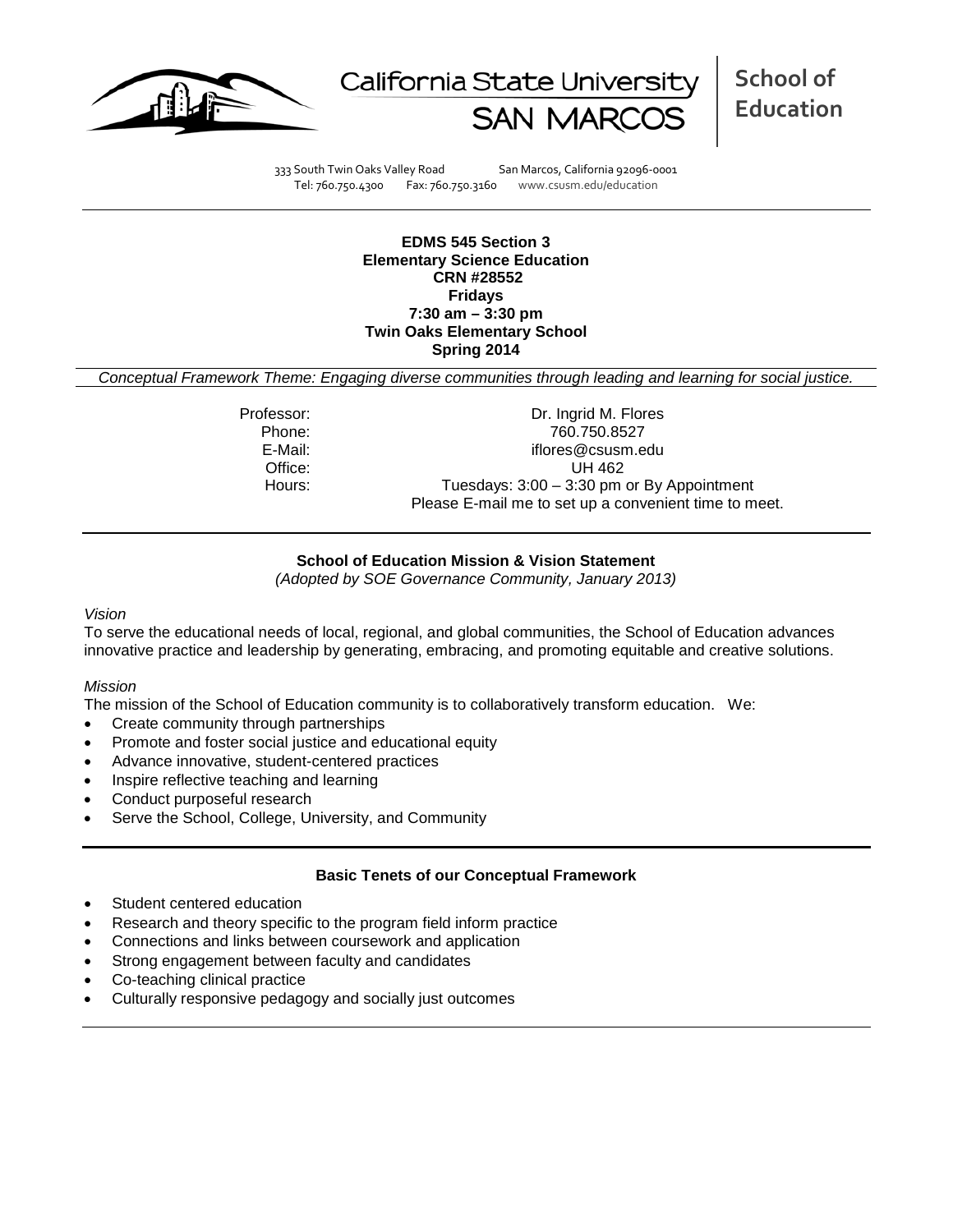California State University SAN MARCOS

**School of Education**

333 South Twin Oaks Valley Road San Marcos, California 92096-0001
Tel: 760.750.4300 Fax: 760.750.3160 www.csusm.edu/education

---

**EDMS 545 Section 3**
**Elementary Science Education**
**CRN #28552**
**Fridays**
**7:30 am – 3:30 pm**
**Twin Oaks Elementary School**
**Spring 2014**

*Conceptual Framework Theme: Engaging diverse communities through leading and learning for social justice.*

| | |
|---|---|
| Professor: | Dr. Ingrid M. Flores |
| Phone: | 760.750.8527 |
| E-Mail: | iflores@csusm.edu |
| Office: | UH 462 |
| Hours: | Tuesdays: 3:00 – 3:30 pm or By Appointment<br>Please E-mail me to set up a convenient time to meet. |

---

## School of Education Mission & Vision Statement

*(Adopted by SOE Governance Community, January 2013)*

*Vision*

To serve the educational needs of local, regional, and global communities, the School of Education advances innovative practice and leadership by generating, embracing, and promoting equitable and creative solutions.

*Mission*

The mission of the School of Education community is to collaboratively transform education. We:

- Create community through partnerships
- Promote and foster social justice and educational equity
- Advance innovative, student-centered practices
- Inspire reflective teaching and learning
- Conduct purposeful research
- Serve the School, College, University, and Community

---

## Basic Tenets of our Conceptual Framework

- Student centered education
- Research and theory specific to the program field inform practice
- Connections and links between coursework and application
- Strong engagement between faculty and candidates
- Co-teaching clinical practice
- Culturally responsive pedagogy and socially just outcomes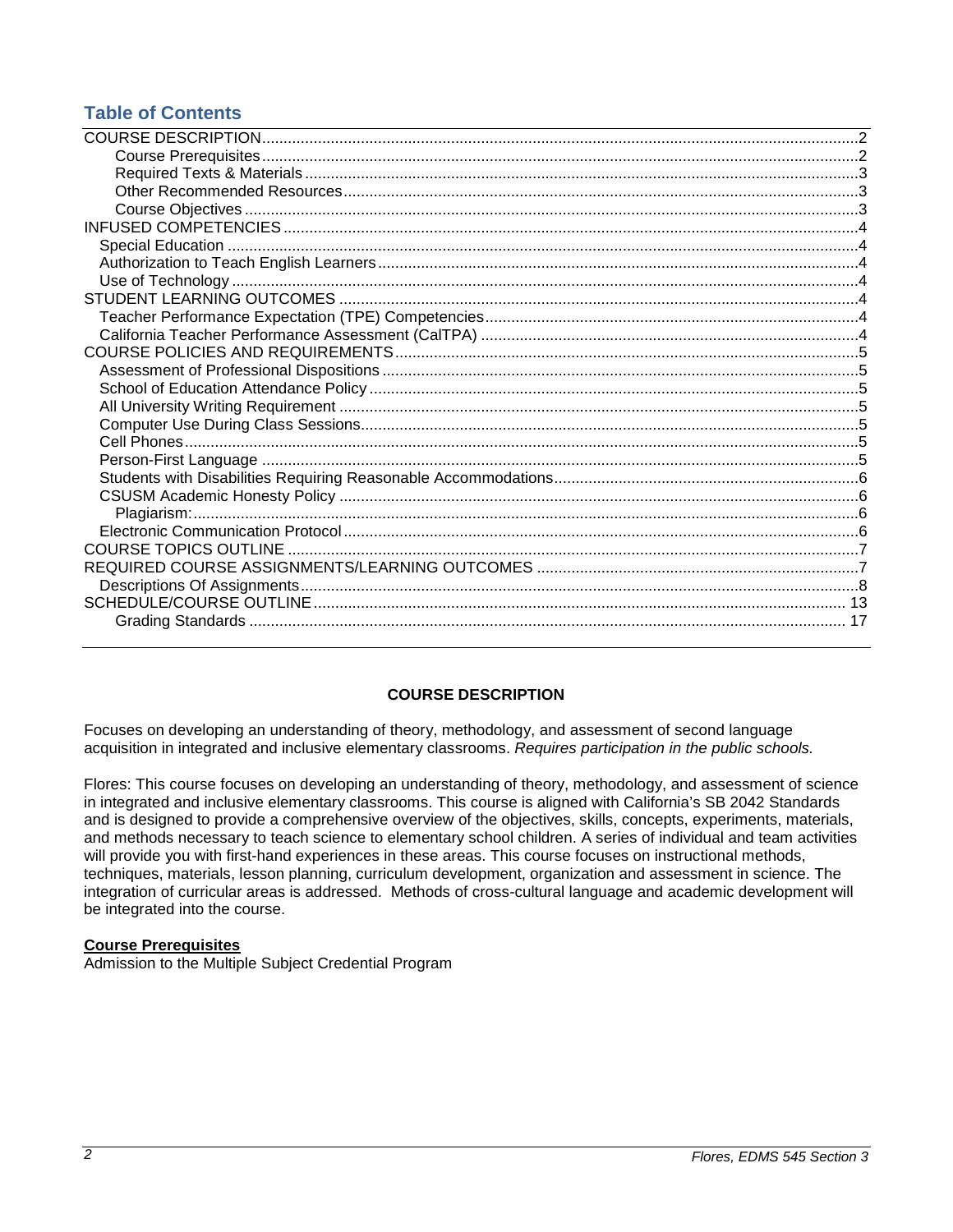## Table of Contents

COURSE DESCRIPTION ..... 2
- Course Prerequisites ..... 2
- Required Texts & Materials ..... 3
- Other Recommended Resources ..... 3
- Course Objectives ..... 3

INFUSED COMPETENCIES ..... 4
- Special Education ..... 4
- Authorization to Teach English Learners ..... 4
- Use of Technology ..... 4

STUDENT LEARNING OUTCOMES ..... 4
- Teacher Performance Expectation (TPE) Competencies ..... 4
- California Teacher Performance Assessment (CalTPA) ..... 4

COURSE POLICIES AND REQUIREMENTS ..... 5
- Assessment of Professional Dispositions ..... 5
- School of Education Attendance Policy ..... 5
- All University Writing Requirement ..... 5
- Computer Use During Class Sessions ..... 5
- Cell Phones ..... 5
- Person-First Language ..... 5
- Students with Disabilities Requiring Reasonable Accommodations ..... 6
- CSUSM Academic Honesty Policy ..... 6
  - Plagiarism: ..... 6
- Electronic Communication Protocol ..... 6

COURSE TOPICS OUTLINE ..... 7

REQUIRED COURSE ASSIGNMENTS/LEARNING OUTCOMES ..... 7
- Descriptions Of Assignments ..... 8

SCHEDULE/COURSE OUTLINE ..... 13
- Grading Standards ..... 17

## COURSE DESCRIPTION

Focuses on developing an understanding of theory, methodology, and assessment of second language acquisition in integrated and inclusive elementary classrooms. *Requires participation in the public schools.*

Flores: This course focuses on developing an understanding of theory, methodology, and assessment of science in integrated and inclusive elementary classrooms. This course is aligned with California's SB 2042 Standards and is designed to provide a comprehensive overview of the objectives, skills, concepts, experiments, materials, and methods necessary to teach science to elementary school children. A series of individual and team activities will provide you with first-hand experiences in these areas. This course focuses on instructional methods, techniques, materials, lesson planning, curriculum development, organization and assessment in science. The integration of curricular areas is addressed. Methods of cross-cultural language and academic development will be integrated into the course.

### Course Prerequisites

Admission to the Multiple Subject Credential Program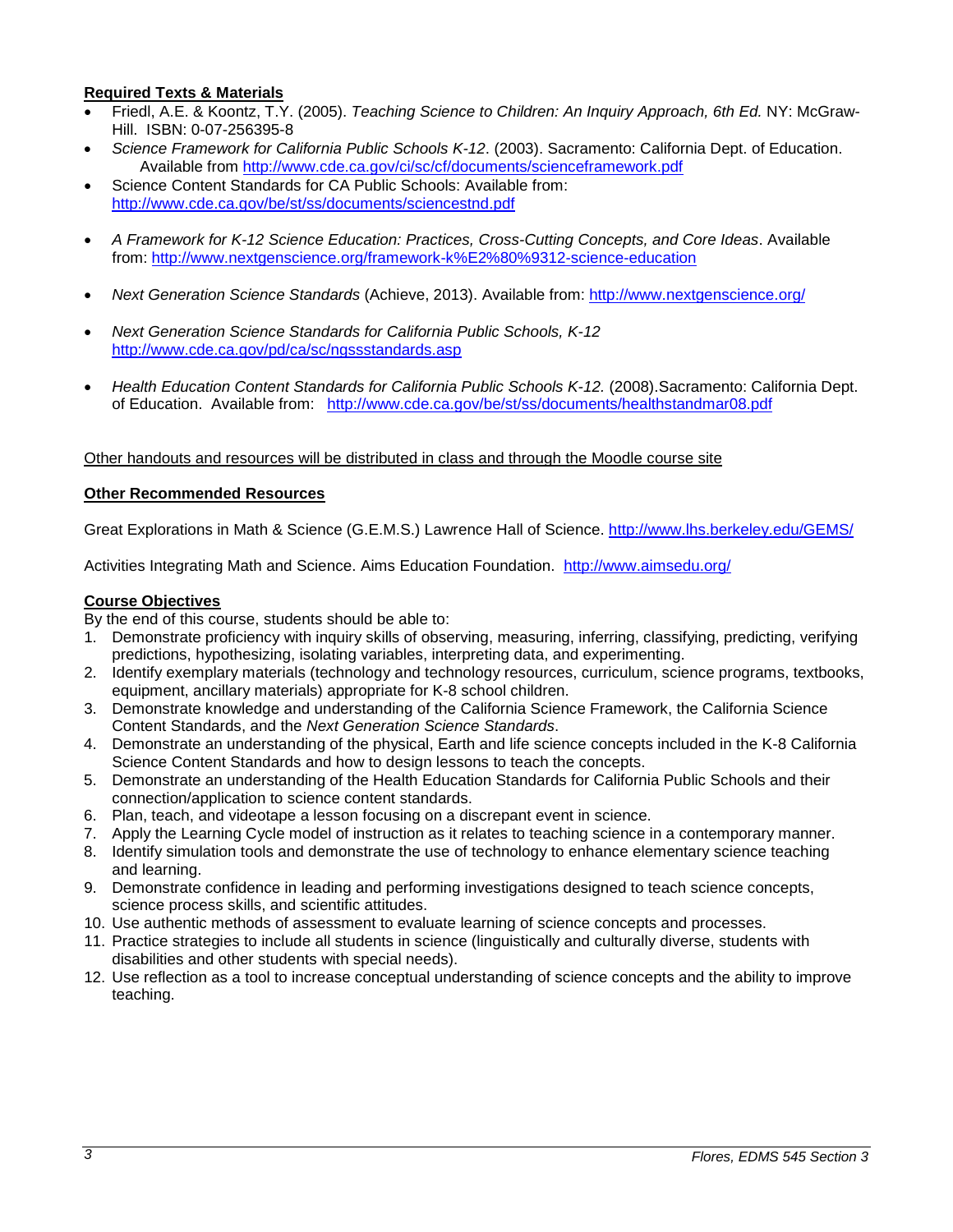**Required Texts & Materials**

- Friedl, A.E. & Koontz, T.Y. (2005). *Teaching Science to Children: An Inquiry Approach, 6th Ed.* NY: McGraw-Hill. ISBN: 0-07-256395-8
- *Science Framework for California Public Schools K-12*. (2003). Sacramento: California Dept. of Education. Available from http://www.cde.ca.gov/ci/sc/cf/documents/scienceframework.pdf
- Science Content Standards for CA Public Schools: Available from: http://www.cde.ca.gov/be/st/ss/documents/sciencestnd.pdf
- *A Framework for K-12 Science Education: Practices, Cross-Cutting Concepts, and Core Ideas*. Available from: http://www.nextgenscience.org/framework-k%E2%80%9312-science-education
- *Next Generation Science Standards* (Achieve, 2013). Available from: http://www.nextgenscience.org/
- *Next Generation Science Standards for California Public Schools, K-12* http://www.cde.ca.gov/pd/ca/sc/ngssstandards.asp
- *Health Education Content Standards for California Public Schools K-12.* (2008).Sacramento: California Dept. of Education. Available from: http://www.cde.ca.gov/be/st/ss/documents/healthstandmar08.pdf

Other handouts and resources will be distributed in class and through the Moodle course site

**Other Recommended Resources**

Great Explorations in Math & Science (G.E.M.S.) Lawrence Hall of Science. http://www.lhs.berkeley.edu/GEMS/

Activities Integrating Math and Science. Aims Education Foundation. http://www.aimsedu.org/

**Course Objectives**

By the end of this course, students should be able to:

1. Demonstrate proficiency with inquiry skills of observing, measuring, inferring, classifying, predicting, verifying predictions, hypothesizing, isolating variables, interpreting data, and experimenting.
2. Identify exemplary materials (technology and technology resources, curriculum, science programs, textbooks, equipment, ancillary materials) appropriate for K-8 school children.
3. Demonstrate knowledge and understanding of the California Science Framework, the California Science Content Standards, and the *Next Generation Science Standards*.
4. Demonstrate an understanding of the physical, Earth and life science concepts included in the K-8 California Science Content Standards and how to design lessons to teach the concepts.
5. Demonstrate an understanding of the Health Education Standards for California Public Schools and their connection/application to science content standards.
6. Plan, teach, and videotape a lesson focusing on a discrepant event in science.
7. Apply the Learning Cycle model of instruction as it relates to teaching science in a contemporary manner.
8. Identify simulation tools and demonstrate the use of technology to enhance elementary science teaching and learning.
9. Demonstrate confidence in leading and performing investigations designed to teach science concepts, science process skills, and scientific attitudes.
10. Use authentic methods of assessment to evaluate learning of science concepts and processes.
11. Practice strategies to include all students in science (linguistically and culturally diverse, students with disabilities and other students with special needs).
12. Use reflection as a tool to increase conceptual understanding of science concepts and the ability to improve teaching.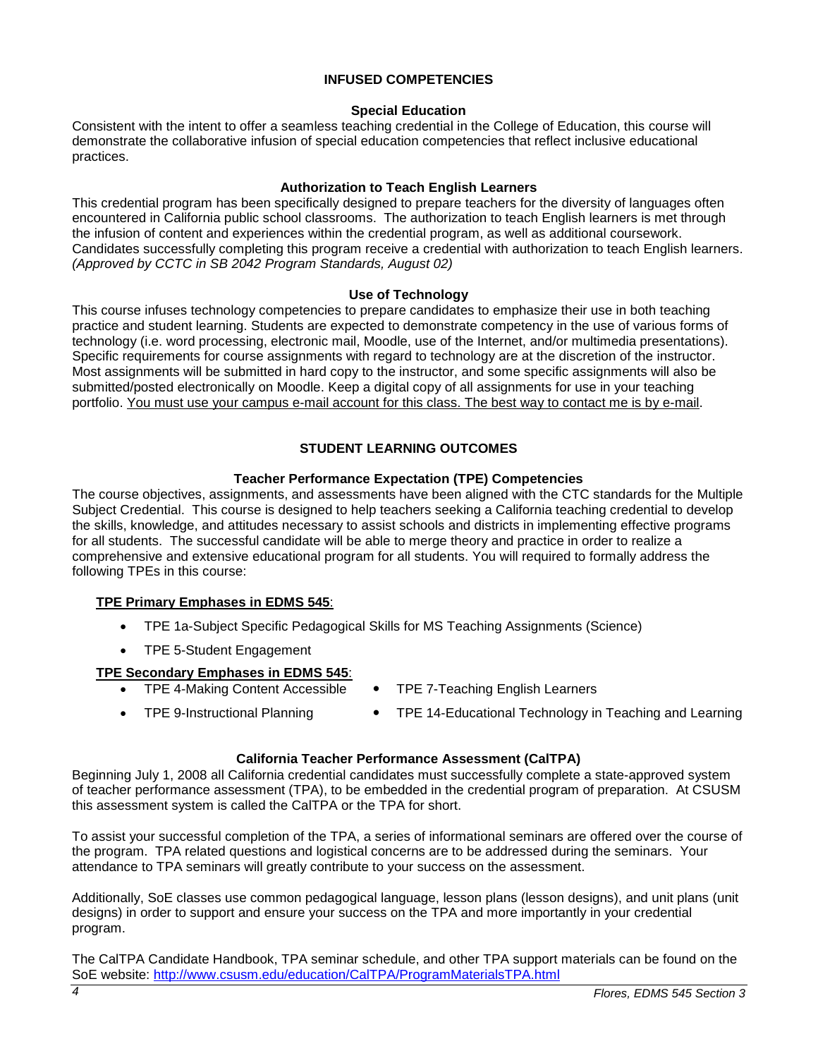## INFUSED COMPETENCIES

### Special Education

Consistent with the intent to offer a seamless teaching credential in the College of Education, this course will demonstrate the collaborative infusion of special education competencies that reflect inclusive educational practices.

### Authorization to Teach English Learners

This credential program has been specifically designed to prepare teachers for the diversity of languages often encountered in California public school classrooms. The authorization to teach English learners is met through the infusion of content and experiences within the credential program, as well as additional coursework. Candidates successfully completing this program receive a credential with authorization to teach English learners. *(Approved by CCTC in SB 2042 Program Standards, August 02)*

### Use of Technology

This course infuses technology competencies to prepare candidates to emphasize their use in both teaching practice and student learning. Students are expected to demonstrate competency in the use of various forms of technology (i.e. word processing, electronic mail, Moodle, use of the Internet, and/or multimedia presentations). Specific requirements for course assignments with regard to technology are at the discretion of the instructor. Most assignments will be submitted in hard copy to the instructor, and some specific assignments will also be submitted/posted electronically on Moodle. Keep a digital copy of all assignments for use in your teaching portfolio. <u>You must use your campus e-mail account for this class. The best way to contact me is by e-mail</u>.

## STUDENT LEARNING OUTCOMES

### Teacher Performance Expectation (TPE) Competencies

The course objectives, assignments, and assessments have been aligned with the CTC standards for the Multiple Subject Credential. This course is designed to help teachers seeking a California teaching credential to develop the skills, knowledge, and attitudes necessary to assist schools and districts in implementing effective programs for all students. The successful candidate will be able to merge theory and practice in order to realize a comprehensive and extensive educational program for all students. You will required to formally address the following TPEs in this course:

**<u>TPE Primary Emphases in EDMS 545</u>**:

- TPE 1a-Subject Specific Pedagogical Skills for MS Teaching Assignments (Science)
- TPE 5-Student Engagement

**<u>TPE Secondary Emphases in EDMS 545</u>**:

- TPE 4-Making Content Accessible
- TPE 7-Teaching English Learners
- TPE 9-Instructional Planning
- TPE 14-Educational Technology in Teaching and Learning

### California Teacher Performance Assessment (CalTPA)

Beginning July 1, 2008 all California credential candidates must successfully complete a state-approved system of teacher performance assessment (TPA), to be embedded in the credential program of preparation. At CSUSM this assessment system is called the CalTPA or the TPA for short.

To assist your successful completion of the TPA, a series of informational seminars are offered over the course of the program. TPA related questions and logistical concerns are to be addressed during the seminars. Your attendance to TPA seminars will greatly contribute to your success on the assessment.

Additionally, SoE classes use common pedagogical language, lesson plans (lesson designs), and unit plans (unit designs) in order to support and ensure your success on the TPA and more importantly in your credential program.

The CalTPA Candidate Handbook, TPA seminar schedule, and other TPA support materials can be found on the SoE website: http://www.csusm.edu/education/CalTPA/ProgramMaterialsTPA.html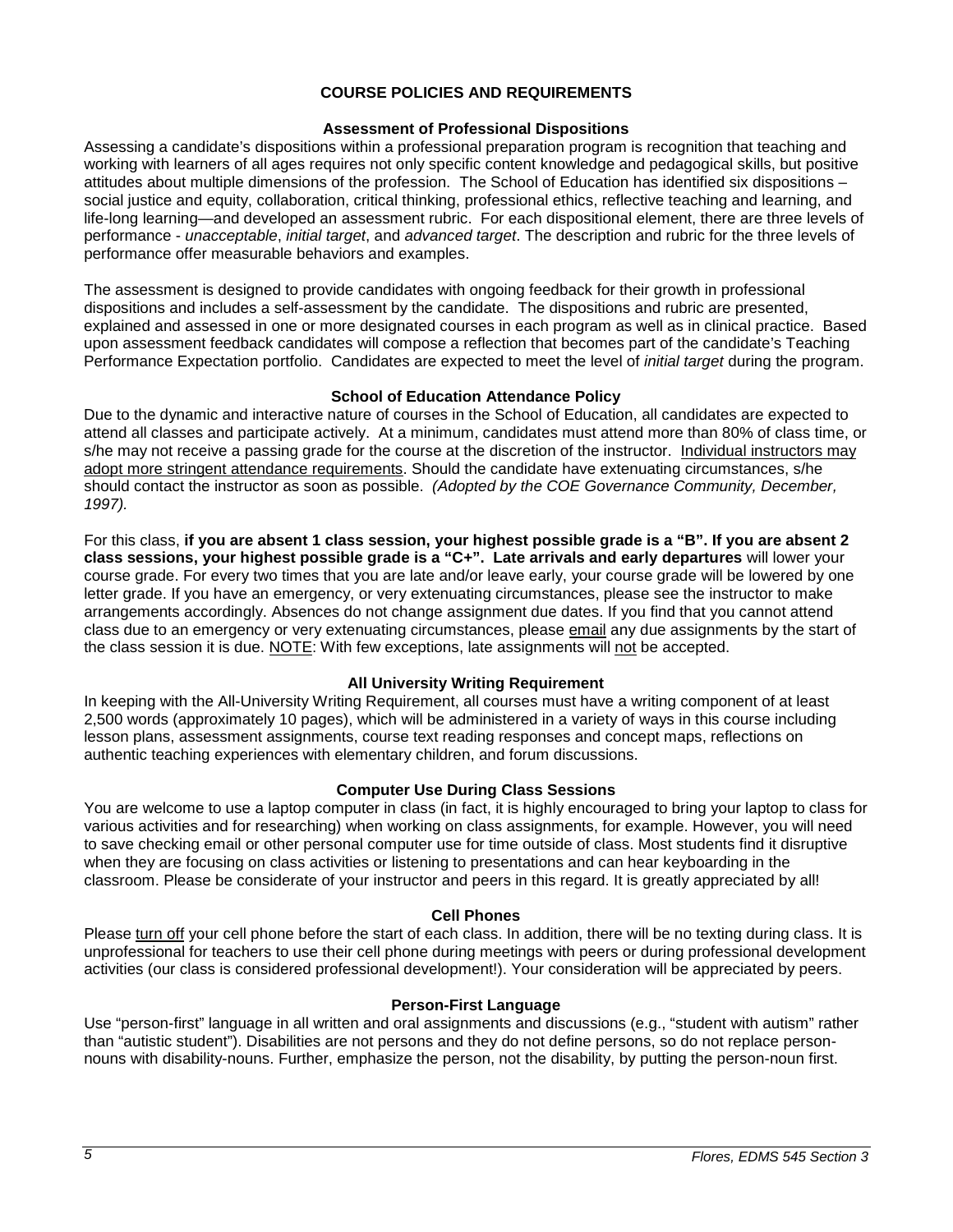## COURSE POLICIES AND REQUIREMENTS

### Assessment of Professional Dispositions

Assessing a candidate's dispositions within a professional preparation program is recognition that teaching and working with learners of all ages requires not only specific content knowledge and pedagogical skills, but positive attitudes about multiple dimensions of the profession. The School of Education has identified six dispositions – social justice and equity, collaboration, critical thinking, professional ethics, reflective teaching and learning, and life-long learning—and developed an assessment rubric. For each dispositional element, there are three levels of performance - *unacceptable*, *initial target*, and *advanced target*. The description and rubric for the three levels of performance offer measurable behaviors and examples.

The assessment is designed to provide candidates with ongoing feedback for their growth in professional dispositions and includes a self-assessment by the candidate. The dispositions and rubric are presented, explained and assessed in one or more designated courses in each program as well as in clinical practice. Based upon assessment feedback candidates will compose a reflection that becomes part of the candidate's Teaching Performance Expectation portfolio. Candidates are expected to meet the level of *initial target* during the program.

### School of Education Attendance Policy

Due to the dynamic and interactive nature of courses in the School of Education, all candidates are expected to attend all classes and participate actively. At a minimum, candidates must attend more than 80% of class time, or s/he may not receive a passing grade for the course at the discretion of the instructor. Individual instructors may adopt more stringent attendance requirements. Should the candidate have extenuating circumstances, s/he should contact the instructor as soon as possible. *(Adopted by the COE Governance Community, December, 1997).*

For this class, **if you are absent 1 class session, your highest possible grade is a "B". If you are absent 2 class sessions, your highest possible grade is a "C+". Late arrivals and early departures** will lower your course grade. For every two times that you are late and/or leave early, your course grade will be lowered by one letter grade. If you have an emergency, or very extenuating circumstances, please see the instructor to make arrangements accordingly. Absences do not change assignment due dates. If you find that you cannot attend class due to an emergency or very extenuating circumstances, please email any due assignments by the start of the class session it is due. NOTE: With few exceptions, late assignments will not be accepted.

### All University Writing Requirement

In keeping with the All-University Writing Requirement, all courses must have a writing component of at least 2,500 words (approximately 10 pages), which will be administered in a variety of ways in this course including lesson plans, assessment assignments, course text reading responses and concept maps, reflections on authentic teaching experiences with elementary children, and forum discussions.

### Computer Use During Class Sessions

You are welcome to use a laptop computer in class (in fact, it is highly encouraged to bring your laptop to class for various activities and for researching) when working on class assignments, for example. However, you will need to save checking email or other personal computer use for time outside of class. Most students find it disruptive when they are focusing on class activities or listening to presentations and can hear keyboarding in the classroom. Please be considerate of your instructor and peers in this regard. It is greatly appreciated by all!

### Cell Phones

Please turn off your cell phone before the start of each class. In addition, there will be no texting during class. It is unprofessional for teachers to use their cell phone during meetings with peers or during professional development activities (our class is considered professional development!). Your consideration will be appreciated by peers.

### Person-First Language

Use "person-first" language in all written and oral assignments and discussions (e.g., "student with autism" rather than "autistic student"). Disabilities are not persons and they do not define persons, so do not replace person-nouns with disability-nouns. Further, emphasize the person, not the disability, by putting the person-noun first.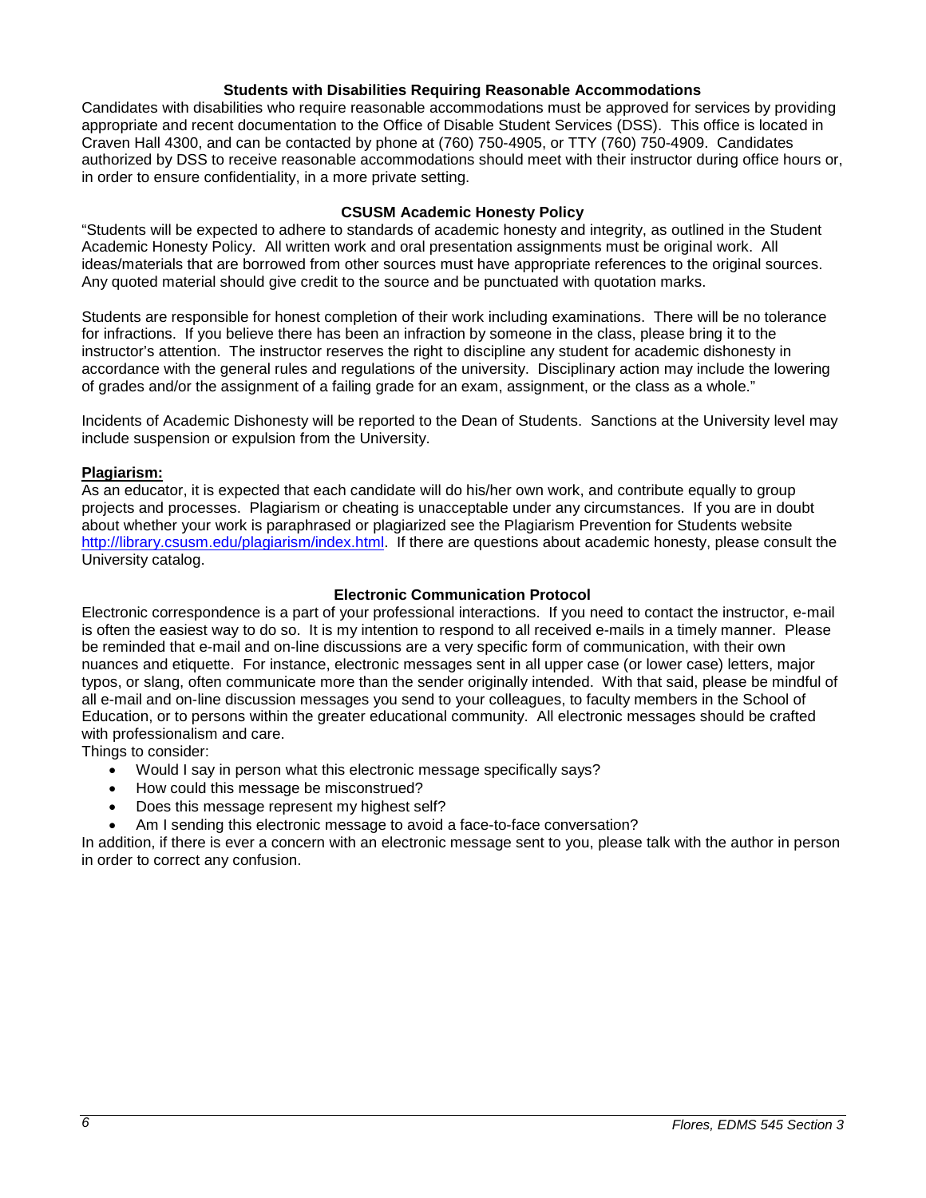### Students with Disabilities Requiring Reasonable Accommodations

Candidates with disabilities who require reasonable accommodations must be approved for services by providing appropriate and recent documentation to the Office of Disable Student Services (DSS). This office is located in Craven Hall 4300, and can be contacted by phone at (760) 750-4905, or TTY (760) 750-4909. Candidates authorized by DSS to receive reasonable accommodations should meet with their instructor during office hours or, in order to ensure confidentiality, in a more private setting.

### CSUSM Academic Honesty Policy

"Students will be expected to adhere to standards of academic honesty and integrity, as outlined in the Student Academic Honesty Policy. All written work and oral presentation assignments must be original work. All ideas/materials that are borrowed from other sources must have appropriate references to the original sources. Any quoted material should give credit to the source and be punctuated with quotation marks.

Students are responsible for honest completion of their work including examinations. There will be no tolerance for infractions. If you believe there has been an infraction by someone in the class, please bring it to the instructor's attention. The instructor reserves the right to discipline any student for academic dishonesty in accordance with the general rules and regulations of the university. Disciplinary action may include the lowering of grades and/or the assignment of a failing grade for an exam, assignment, or the class as a whole."

Incidents of Academic Dishonesty will be reported to the Dean of Students. Sanctions at the University level may include suspension or expulsion from the University.

**Plagiarism:**

As an educator, it is expected that each candidate will do his/her own work, and contribute equally to group projects and processes. Plagiarism or cheating is unacceptable under any circumstances. If you are in doubt about whether your work is paraphrased or plagiarized see the Plagiarism Prevention for Students website http://library.csusm.edu/plagiarism/index.html. If there are questions about academic honesty, please consult the University catalog.

### Electronic Communication Protocol

Electronic correspondence is a part of your professional interactions. If you need to contact the instructor, e-mail is often the easiest way to do so. It is my intention to respond to all received e-mails in a timely manner. Please be reminded that e-mail and on-line discussions are a very specific form of communication, with their own nuances and etiquette. For instance, electronic messages sent in all upper case (or lower case) letters, major typos, or slang, often communicate more than the sender originally intended. With that said, please be mindful of all e-mail and on-line discussion messages you send to your colleagues, to faculty members in the School of Education, or to persons within the greater educational community. All electronic messages should be crafted with professionalism and care.

Things to consider:

- Would I say in person what this electronic message specifically says?
- How could this message be misconstrued?
- Does this message represent my highest self?
- Am I sending this electronic message to avoid a face-to-face conversation?

In addition, if there is ever a concern with an electronic message sent to you, please talk with the author in person in order to correct any confusion.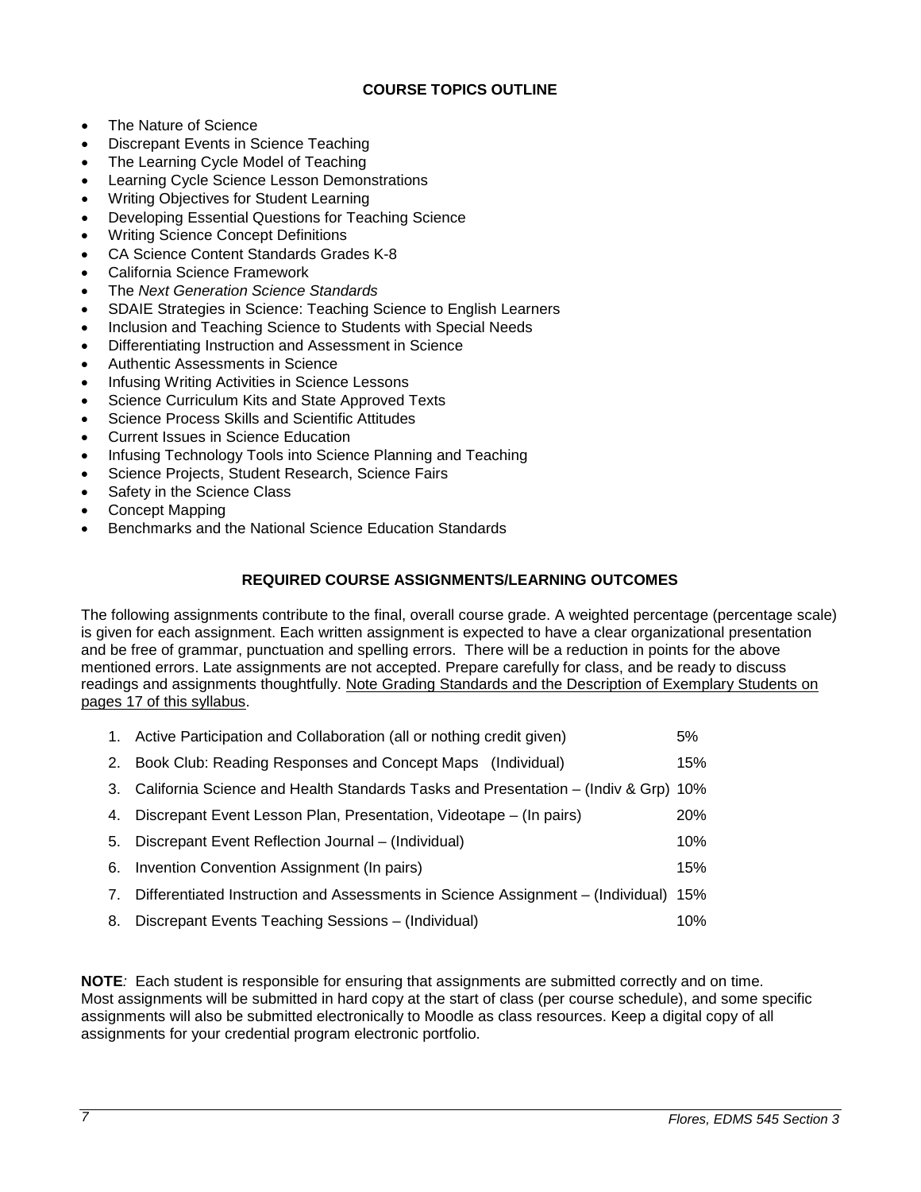## COURSE TOPICS OUTLINE

- The Nature of Science
- Discrepant Events in Science Teaching
- The Learning Cycle Model of Teaching
- Learning Cycle Science Lesson Demonstrations
- Writing Objectives for Student Learning
- Developing Essential Questions for Teaching Science
- Writing Science Concept Definitions
- CA Science Content Standards Grades K-8
- California Science Framework
- The *Next Generation Science Standards*
- SDAIE Strategies in Science: Teaching Science to English Learners
- Inclusion and Teaching Science to Students with Special Needs
- Differentiating Instruction and Assessment in Science
- Authentic Assessments in Science
- Infusing Writing Activities in Science Lessons
- Science Curriculum Kits and State Approved Texts
- Science Process Skills and Scientific Attitudes
- Current Issues in Science Education
- Infusing Technology Tools into Science Planning and Teaching
- Science Projects, Student Research, Science Fairs
- Safety in the Science Class
- Concept Mapping
- Benchmarks and the National Science Education Standards

## REQUIRED COURSE ASSIGNMENTS/LEARNING OUTCOMES

The following assignments contribute to the final, overall course grade. A weighted percentage (percentage scale) is given for each assignment. Each written assignment is expected to have a clear organizational presentation and be free of grammar, punctuation and spelling errors. There will be a reduction in points for the above mentioned errors. Late assignments are not accepted. Prepare carefully for class, and be ready to discuss readings and assignments thoughtfully. Note Grading Standards and the Description of Exemplary Students on pages 17 of this syllabus.

1. Active Participation and Collaboration (all or nothing credit given) 5%
2. Book Club: Reading Responses and Concept Maps (Individual) 15%
3. California Science and Health Standards Tasks and Presentation – (Indiv & Grp) 10%
4. Discrepant Event Lesson Plan, Presentation, Videotape – (In pairs) 20%
5. Discrepant Event Reflection Journal – (Individual) 10%
6. Invention Convention Assignment (In pairs) 15%
7. Differentiated Instruction and Assessments in Science Assignment – (Individual) 15%
8. Discrepant Events Teaching Sessions – (Individual) 10%

**NOTE***:* Each student is responsible for ensuring that assignments are submitted correctly and on time. Most assignments will be submitted in hard copy at the start of class (per course schedule), and some specific assignments will also be submitted electronically to Moodle as class resources. Keep a digital copy of all assignments for your credential program electronic portfolio.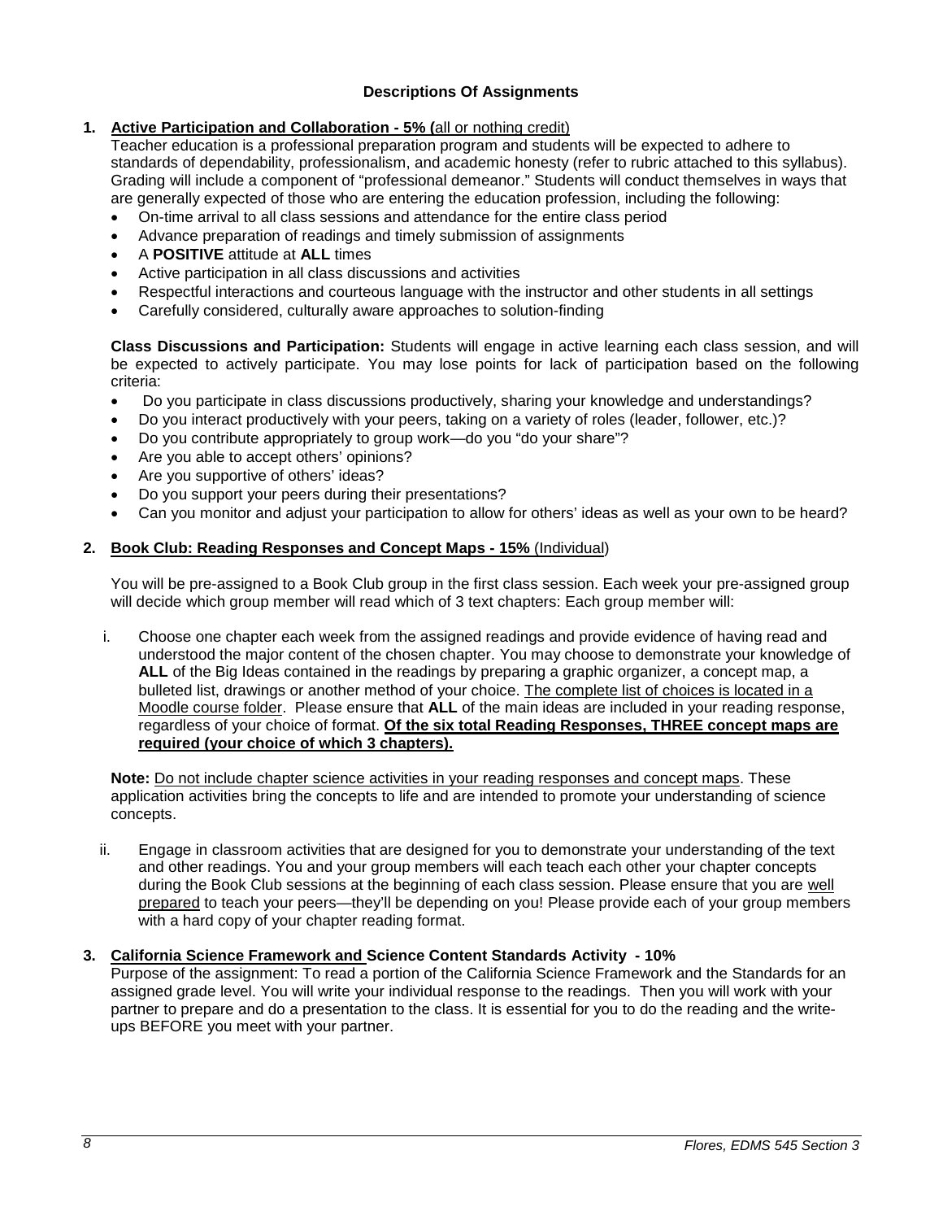## Descriptions Of Assignments

1. **Active Participation and Collaboration - 5% (**all or nothing credit)

   Teacher education is a professional preparation program and students will be expected to adhere to standards of dependability, professionalism, and academic honesty (refer to rubric attached to this syllabus). Grading will include a component of "professional demeanor." Students will conduct themselves in ways that are generally expected of those who are entering the education profession, including the following:

   - On-time arrival to all class sessions and attendance for the entire class period
   - Advance preparation of readings and timely submission of assignments
   - A **POSITIVE** attitude at **ALL** times
   - Active participation in all class discussions and activities
   - Respectful interactions and courteous language with the instructor and other students in all settings
   - Carefully considered, culturally aware approaches to solution-finding

   **Class Discussions and Participation:** Students will engage in active learning each class session, and will be expected to actively participate. You may lose points for lack of participation based on the following criteria:

   - Do you participate in class discussions productively, sharing your knowledge and understandings?
   - Do you interact productively with your peers, taking on a variety of roles (leader, follower, etc.)?
   - Do you contribute appropriately to group work—do you "do your share"?
   - Are you able to accept others' opinions?
   - Are you supportive of others' ideas?
   - Do you support your peers during their presentations?
   - Can you monitor and adjust your participation to allow for others' ideas as well as your own to be heard?

2. **Book Club: Reading Responses and Concept Maps - 15%** (Individual)

   You will be pre-assigned to a Book Club group in the first class session. Each week your pre-assigned group will decide which group member will read which of 3 text chapters: Each group member will:

   i. Choose one chapter each week from the assigned readings and provide evidence of having read and understood the major content of the chosen chapter. You may choose to demonstrate your knowledge of **ALL** of the Big Ideas contained in the readings by preparing a graphic organizer, a concept map, a bulleted list, drawings or another method of your choice. The complete list of choices is located in a Moodle course folder. Please ensure that **ALL** of the main ideas are included in your reading response, regardless of your choice of format. **Of the six total Reading Responses, THREE concept maps are required (your choice of which 3 chapters).**

   **Note:** Do not include chapter science activities in your reading responses and concept maps. These application activities bring the concepts to life and are intended to promote your understanding of science concepts.

   ii. Engage in classroom activities that are designed for you to demonstrate your understanding of the text and other readings. You and your group members will each teach each other your chapter concepts during the Book Club sessions at the beginning of each class session. Please ensure that you are well prepared to teach your peers—they'll be depending on you! Please provide each of your group members with a hard copy of your chapter reading format.

3. **California Science Framework and Science Content Standards Activity - 10%**

   Purpose of the assignment: To read a portion of the California Science Framework and the Standards for an assigned grade level. You will write your individual response to the readings. Then you will work with your partner to prepare and do a presentation to the class. It is essential for you to do the reading and the write-ups BEFORE you meet with your partner.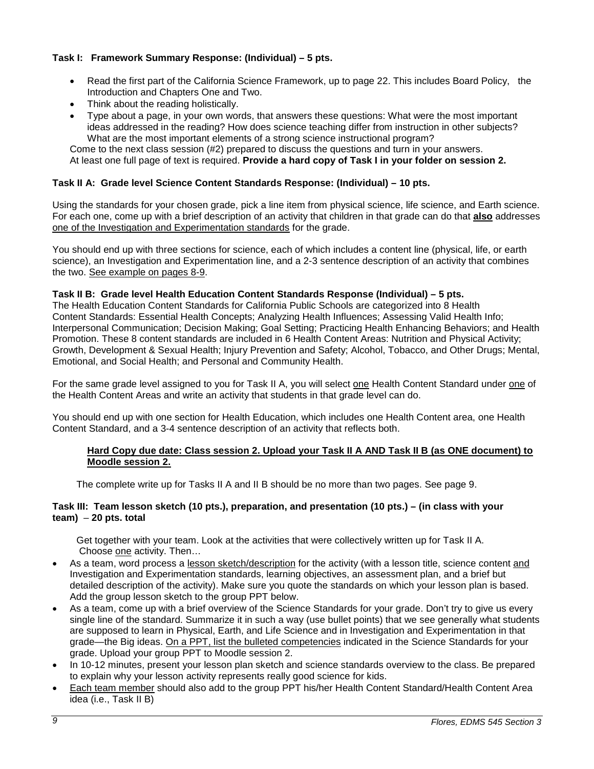**Task I: Framework Summary Response: (Individual) – 5 pts.**

- Read the first part of the California Science Framework, up to page 22. This includes Board Policy, the Introduction and Chapters One and Two.
- Think about the reading holistically.
- Type about a page, in your own words, that answers these questions: What were the most important ideas addressed in the reading? How does science teaching differ from instruction in other subjects? What are the most important elements of a strong science instructional program?

Come to the next class session (#2) prepared to discuss the questions and turn in your answers. At least one full page of text is required. **Provide a hard copy of Task I in your folder on session 2.**

**Task II A: Grade level Science Content Standards Response: (Individual) – 10 pts.**

Using the standards for your chosen grade, pick a line item from physical science, life science, and Earth science. For each one, come up with a brief description of an activity that children in that grade can do that <u>**also**</u> addresses <u>one of the Investigation and Experimentation standards</u> for the grade.

You should end up with three sections for science, each of which includes a content line (physical, life, or earth science), an Investigation and Experimentation line, and a 2-3 sentence description of an activity that combines the two. <u>See example on pages 8-9</u>.

**Task II B: Grade level Health Education Content Standards Response (Individual) – 5 pts.**

The Health Education Content Standards for California Public Schools are categorized into 8 Health Content Standards: Essential Health Concepts; Analyzing Health Influences; Assessing Valid Health Info; Interpersonal Communication; Decision Making; Goal Setting; Practicing Health Enhancing Behaviors; and Health Promotion. These 8 content standards are included in 6 Health Content Areas: Nutrition and Physical Activity; Growth, Development & Sexual Health; Injury Prevention and Safety; Alcohol, Tobacco, and Other Drugs; Mental, Emotional, and Social Health; and Personal and Community Health.

For the same grade level assigned to you for Task II A, you will select <u>one</u> Health Content Standard under <u>one</u> of the Health Content Areas and write an activity that students in that grade level can do.

You should end up with one section for Health Education, which includes one Health Content area, one Health Content Standard, and a 3-4 sentence description of an activity that reflects both.

<u>**Hard Copy due date: Class session 2. Upload your Task II A AND Task II B (as ONE document) to Moodle session 2.**</u>

The complete write up for Tasks II A and II B should be no more than two pages. See page 9.

**Task III: Team lesson sketch (10 pts.), preparation, and presentation (10 pts.) – (in class with your team) – 20 pts. total**

Get together with your team. Look at the activities that were collectively written up for Task II A. Choose <u>one</u> activity. Then…

- As a team, word process a <u>lesson sketch/description</u> for the activity (with a lesson title, science content <u>and</u> Investigation and Experimentation standards, learning objectives, an assessment plan, and a brief but detailed description of the activity). Make sure you quote the standards on which your lesson plan is based. Add the group lesson sketch to the group PPT below.
- As a team, come up with a brief overview of the Science Standards for your grade. Don't try to give us every single line of the standard. Summarize it in such a way (use bullet points) that we see generally what students are supposed to learn in Physical, Earth, and Life Science and in Investigation and Experimentation in that grade—the Big ideas. <u>On a PPT, list the bulleted competencies</u> indicated in the Science Standards for your grade. Upload your group PPT to Moodle session 2.
- In 10-12 minutes, present your lesson plan sketch and science standards overview to the class. Be prepared to explain why your lesson activity represents really good science for kids.
- <u>Each team member</u> should also add to the group PPT his/her Health Content Standard/Health Content Area idea (i.e., Task II B)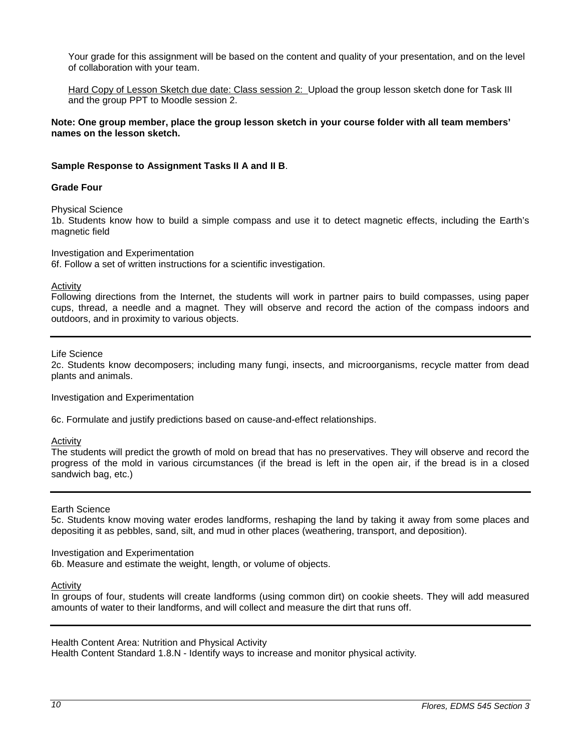Your grade for this assignment will be based on the content and quality of your presentation, and on the level of collaboration with your team.

<u>Hard Copy of Lesson Sketch due date: Class session 2:</u> Upload the group lesson sketch done for Task III and the group PPT to Moodle session 2.

**Note: One group member, place the group lesson sketch in your course folder with all team members' names on the lesson sketch.**

**Sample Response to Assignment Tasks II A and II B**.

**Grade Four**

Physical Science
1b. Students know how to build a simple compass and use it to detect magnetic effects, including the Earth's magnetic field

Investigation and Experimentation
6f. Follow a set of written instructions for a scientific investigation.

<u>Activity</u>
Following directions from the Internet, the students will work in partner pairs to build compasses, using paper cups, thread, a needle and a magnet. They will observe and record the action of the compass indoors and outdoors, and in proximity to various objects.

---

Life Science
2c. Students know decomposers; including many fungi, insects, and microorganisms, recycle matter from dead plants and animals.

Investigation and Experimentation

6c. Formulate and justify predictions based on cause-and-effect relationships.

<u>Activity</u>
The students will predict the growth of mold on bread that has no preservatives. They will observe and record the progress of the mold in various circumstances (if the bread is left in the open air, if the bread is in a closed sandwich bag, etc.)

---

Earth Science
5c. Students know moving water erodes landforms, reshaping the land by taking it away from some places and depositing it as pebbles, sand, silt, and mud in other places (weathering, transport, and deposition).

Investigation and Experimentation
6b. Measure and estimate the weight, length, or volume of objects.

<u>Activity</u>
In groups of four, students will create landforms (using common dirt) on cookie sheets. They will add measured amounts of water to their landforms, and will collect and measure the dirt that runs off.

---

Health Content Area: Nutrition and Physical Activity
Health Content Standard 1.8.N - Identify ways to increase and monitor physical activity.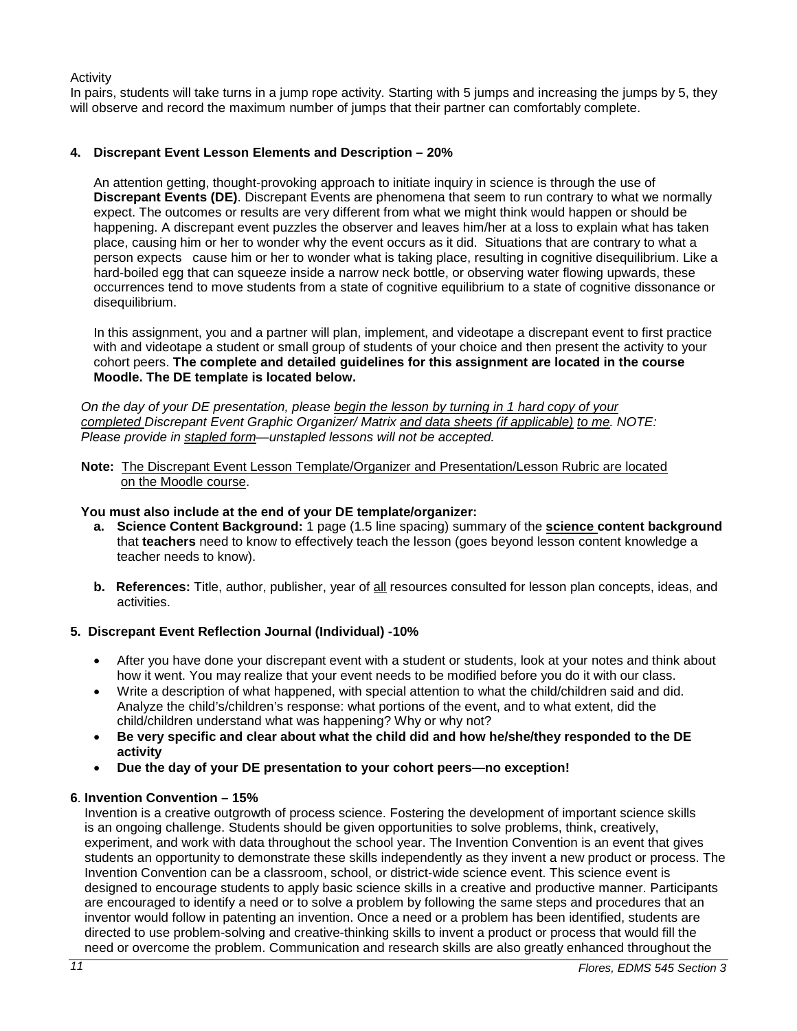Activity
In pairs, students will take turns in a jump rope activity. Starting with 5 jumps and increasing the jumps by 5, they will observe and record the maximum number of jumps that their partner can comfortably complete.

### 4. Discrepant Event Lesson Elements and Description – 20%

An attention getting, thought-provoking approach to initiate inquiry in science is through the use of **Discrepant Events (DE)**. Discrepant Events are phenomena that seem to run contrary to what we normally expect. The outcomes or results are very different from what we might think would happen or should be happening. A discrepant event puzzles the observer and leaves him/her at a loss to explain what has taken place, causing him or her to wonder why the event occurs as it did. Situations that are contrary to what a person expects cause him or her to wonder what is taking place, resulting in cognitive disequilibrium. Like a hard-boiled egg that can squeeze inside a narrow neck bottle, or observing water flowing upwards, these occurrences tend to move students from a state of cognitive equilibrium to a state of cognitive dissonance or disequilibrium.

In this assignment, you and a partner will plan, implement, and videotape a discrepant event to first practice with and videotape a student or small group of students of your choice and then present the activity to your cohort peers. **The complete and detailed guidelines for this assignment are located in the course Moodle. The DE template is located below.**

*On the day of your DE presentation, please begin the lesson by turning in 1 hard copy of your completed Discrepant Event Graphic Organizer/ Matrix and data sheets (if applicable) to me. NOTE: Please provide in stapled form—unstapled lessons will not be accepted.*

**Note:** The Discrepant Event Lesson Template/Organizer and Presentation/Lesson Rubric are located on the Moodle course.

**You must also include at the end of your DE template/organizer:**

- **a. Science Content Background:** 1 page (1.5 line spacing) summary of the **science content background** that **teachers** need to know to effectively teach the lesson (goes beyond lesson content knowledge a teacher needs to know).
- **b. References:** Title, author, publisher, year of all resources consulted for lesson plan concepts, ideas, and activities.

### 5. Discrepant Event Reflection Journal (Individual) -10%

- After you have done your discrepant event with a student or students, look at your notes and think about how it went. You may realize that your event needs to be modified before you do it with our class.
- Write a description of what happened, with special attention to what the child/children said and did. Analyze the child's/children's response: what portions of the event, and to what extent, did the child/children understand what was happening? Why or why not?
- **Be very specific and clear about what the child did and how he/she/they responded to the DE activity**
- **Due the day of your DE presentation to your cohort peers—no exception!**

### 6. Invention Convention – 15%

Invention is a creative outgrowth of process science. Fostering the development of important science skills is an ongoing challenge. Students should be given opportunities to solve problems, think, creatively, experiment, and work with data throughout the school year. The Invention Convention is an event that gives students an opportunity to demonstrate these skills independently as they invent a new product or process. The Invention Convention can be a classroom, school, or district-wide science event. This science event is designed to encourage students to apply basic science skills in a creative and productive manner. Participants are encouraged to identify a need or to solve a problem by following the same steps and procedures that an inventor would follow in patenting an invention. Once a need or a problem has been identified, students are directed to use problem-solving and creative-thinking skills to invent a product or process that would fill the need or overcome the problem. Communication and research skills are also greatly enhanced throughout the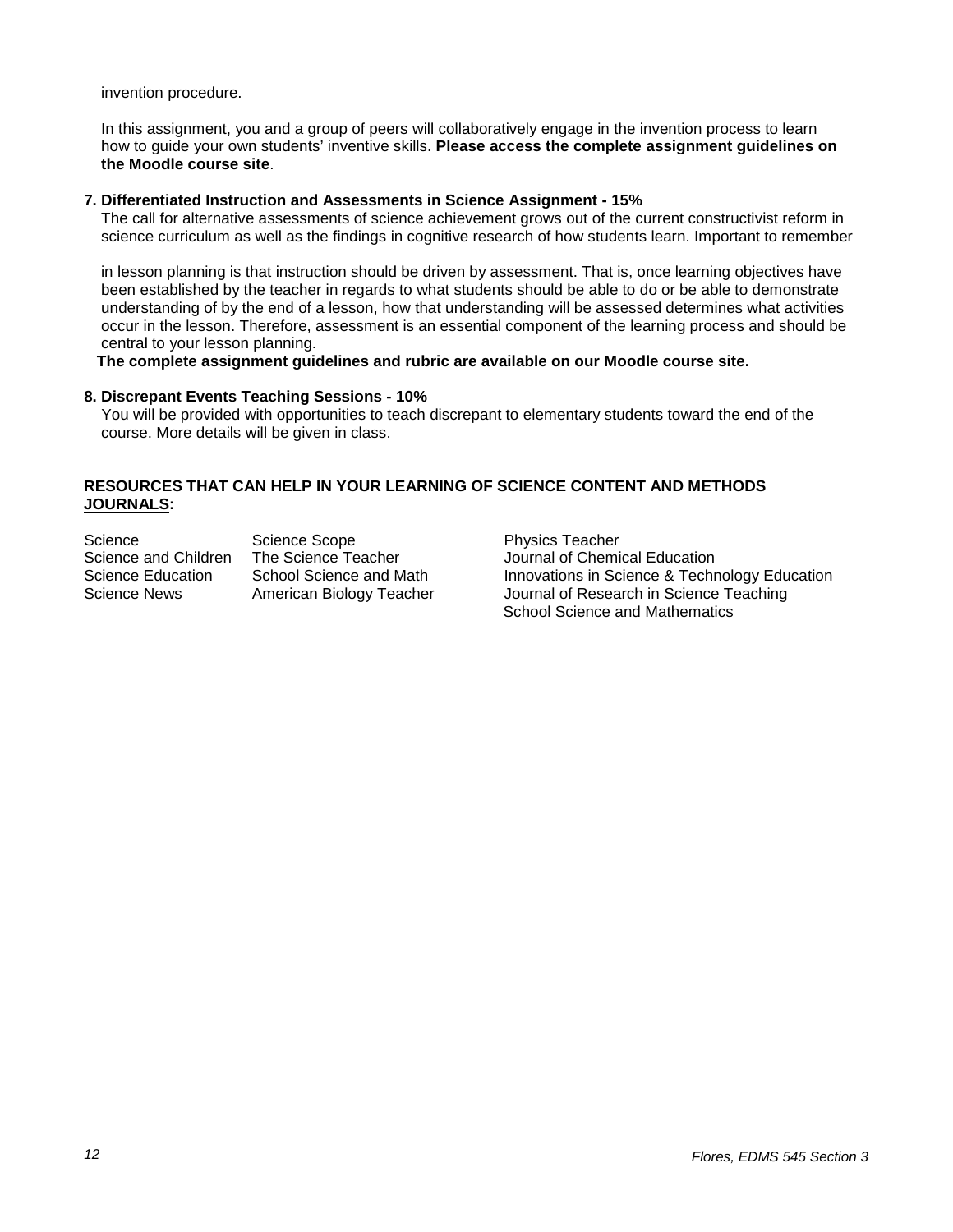invention procedure.

In this assignment, you and a group of peers will collaboratively engage in the invention process to learn how to guide your own students' inventive skills. **Please access the complete assignment guidelines on the Moodle course site**.

**7. Differentiated Instruction and Assessments in Science Assignment - 15%**

The call for alternative assessments of science achievement grows out of the current constructivist reform in science curriculum as well as the findings in cognitive research of how students learn. Important to remember in lesson planning is that instruction should be driven by assessment. That is, once learning objectives have been established by the teacher in regards to what students should be able to do or be able to demonstrate understanding of by the end of a lesson, how that understanding will be assessed determines what activities occur in the lesson. Therefore, assessment is an essential component of the learning process and should be central to your lesson planning.

**The complete assignment guidelines and rubric are available on our Moodle course site.**

**8. Discrepant Events Teaching Sessions - 10%**

You will be provided with opportunities to teach discrepant to elementary students toward the end of the course. More details will be given in class.

**RESOURCES THAT CAN HELP IN YOUR LEARNING OF SCIENCE CONTENT AND METHODS <u>JOURNALS</u>:**

| | | |
|---|---|---|
| Science | Science Scope | Physics Teacher |
| Science and Children | The Science Teacher | Journal of Chemical Education |
| Science Education | School Science and Math | Innovations in Science & Technology Education |
| Science News | American Biology Teacher | Journal of Research in Science Teaching |
| | | School Science and Mathematics |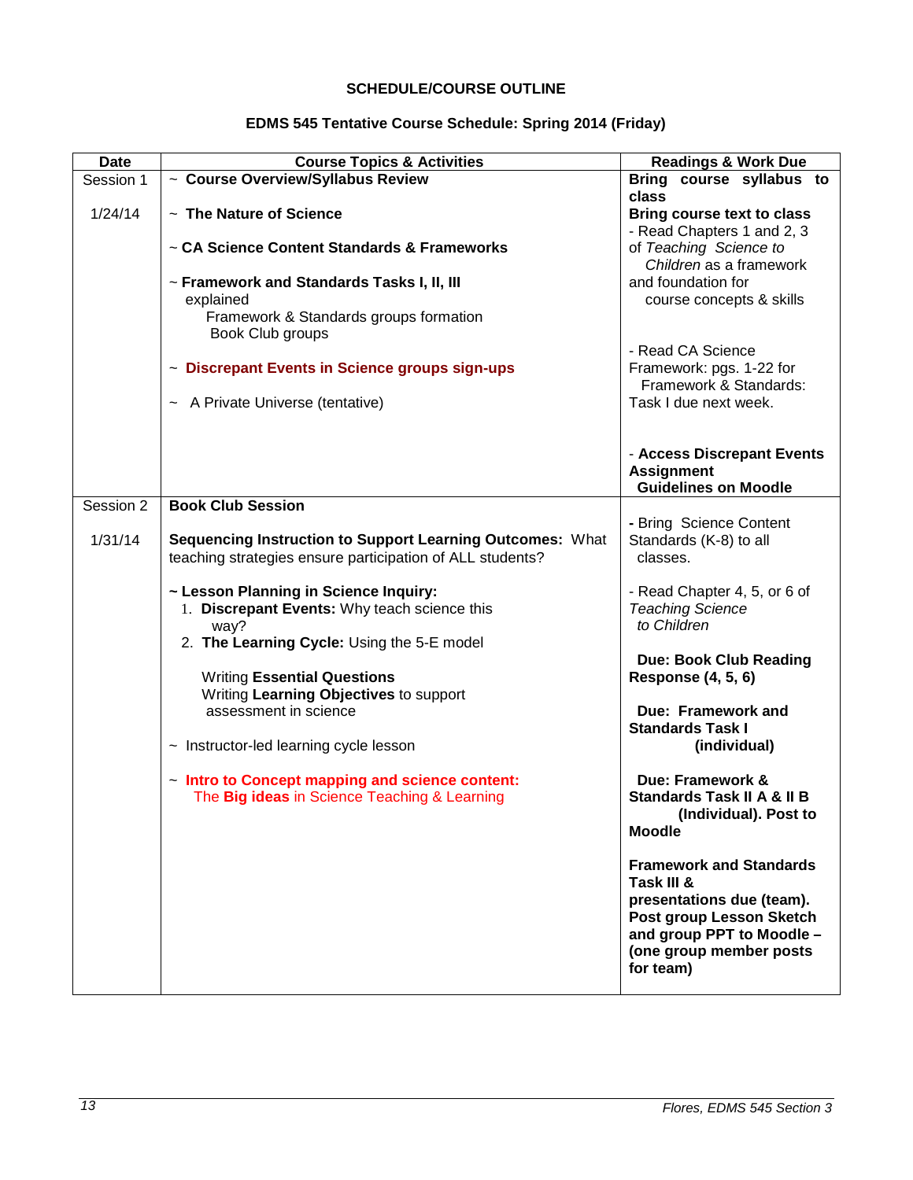## SCHEDULE/COURSE OUTLINE

### EDMS 545 Tentative Course Schedule: Spring 2014 (Friday)

| Date | Course Topics & Activities | Readings & Work Due |
|---|---|---|
| Session 1<br><br>1/24/14 | ~ **Course Overview/Syllabus Review**<br><br>~ **The Nature of Science**<br><br>~ **CA Science Content Standards & Frameworks**<br><br>~ **Framework and Standards Tasks I, II, III** explained<br>Framework & Standards groups formation<br>Book Club groups<br><br>~ **Discrepant Events in Science groups sign-ups**<br><br>~ A Private Universe (tentative) | **Bring course syllabus to class**<br>**Bring course text to class**<br>- Read Chapters 1 and 2, 3 of *Teaching Science to Children* as a framework and foundation for course concepts & skills<br><br>- Read CA Science Framework: pgs. 1-22 for Framework & Standards: Task I due next week.<br><br>- **Access Discrepant Events Assignment Guidelines on Moodle** |
| Session 2<br><br>1/31/14 | **Book Club Session**<br><br>**Sequencing Instruction to Support Learning Outcomes:** What teaching strategies ensure participation of ALL students?<br><br>**~ Lesson Planning in Science Inquiry:**<br>1. **Discrepant Events:** Why teach science this way?<br>2. **The Learning Cycle:** Using the 5-E model<br><br>Writing **Essential Questions**<br>Writing **Learning Objectives** to support assessment in science<br><br>~ Instructor-led learning cycle lesson<br><br>~ **Intro to Concept mapping and science content:** The **Big ideas** in Science Teaching & Learning | **-** Bring Science Content Standards (K-8) to all classes.<br><br>- Read Chapter 4, 5, or 6 of *Teaching Science to Children*<br><br>**Due: Book Club Reading Response (4, 5, 6)**<br><br>**Due: Framework and Standards Task I (individual)**<br><br>**Due: Framework & Standards Task II A & II B (Individual). Post to Moodle**<br><br>**Framework and Standards Task III & presentations due (team). Post group Lesson Sketch and group PPT to Moodle – (one group member posts for team)** |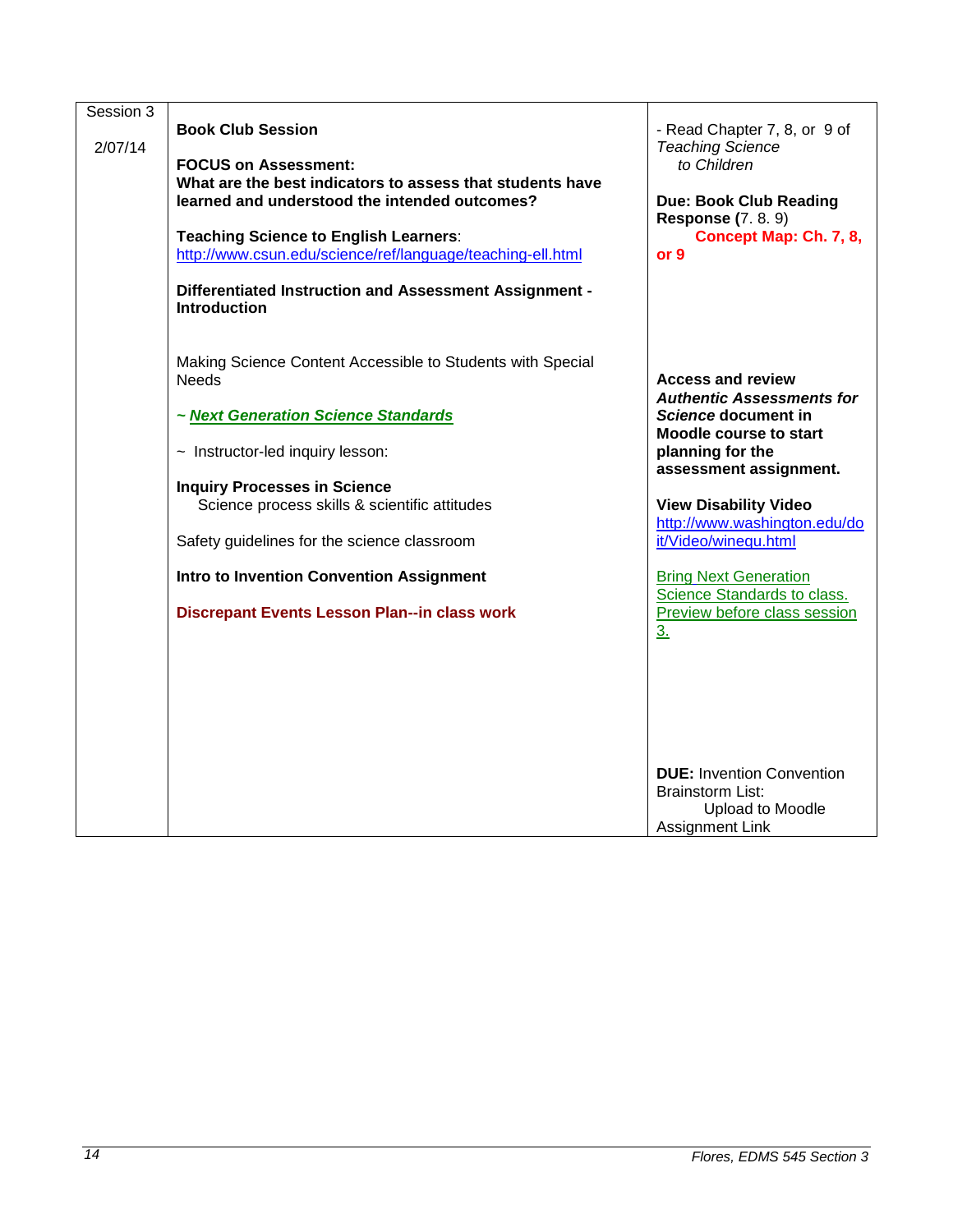| Session 3<br><br>2/07/14 | **Book Club Session**<br><br>**FOCUS on Assessment:**<br>**What are the best indicators to assess that students have learned and understood the intended outcomes?**<br><br>**Teaching Science to English Learners**: http://www.csun.edu/science/ref/language/teaching-ell.html<br><br>**Differentiated Instruction and Assessment Assignment - Introduction**<br><br>Making Science Content Accessible to Students with Special Needs<br><br>**~ *Next Generation Science Standards***<br><br>~ Instructor-led inquiry lesson:<br><br>**Inquiry Processes in Science**<br>Science process skills & scientific attitudes<br><br>Safety guidelines for the science classroom<br><br>**Intro to Invention Convention Assignment**<br><br>**Discrepant Events Lesson Plan--in class work** | - Read Chapter 7, 8, or 9 of *Teaching Science to Children*<br><br>**Due: Book Club Reading Response (**7. 8. 9)<br>**Concept Map: Ch. 7, 8, or 9**<br><br>**Access and review *Authentic Assessments for Science* document in Moodle course to start planning for the assessment assignment.**<br><br>**View Disability Video**<br>http://www.washington.edu/doit/Video/winequ.html<br><br>Bring Next Generation Science Standards to class. Preview before class session 3.<br><br>**DUE:** Invention Convention Brainstorm List: Upload to Moodle Assignment Link |
|---|---|---|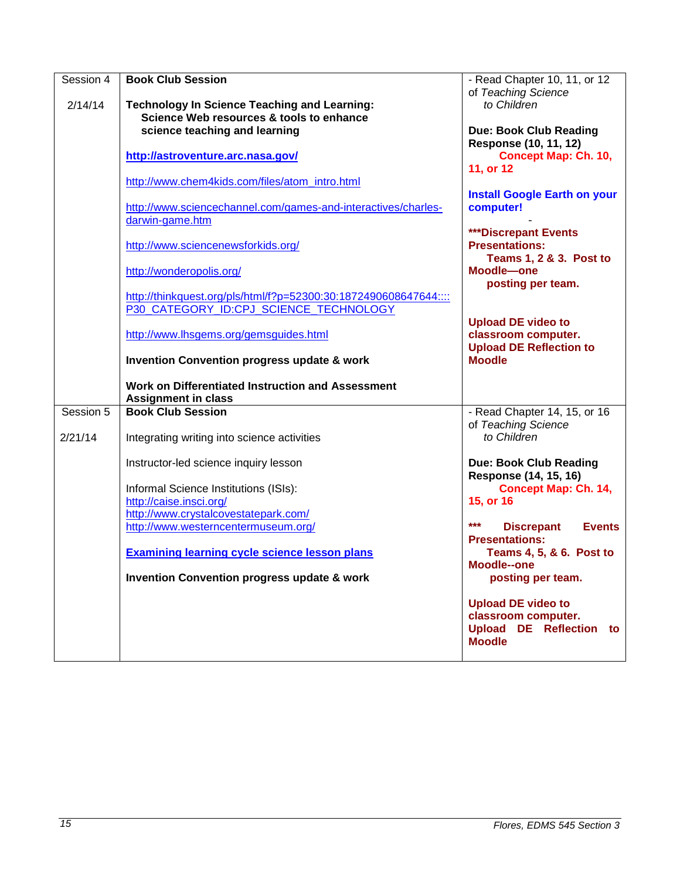| Session 4<br><br>2/14/14 | **Book Club Session**<br><br>**Technology In Science Teaching and Learning: Science Web resources & tools to enhance science teaching and learning**<br><br>**http://astroventure.arc.nasa.gov/**<br><br>http://www.chem4kids.com/files/atom_intro.html<br><br>http://www.sciencechannel.com/games-and-interactives/charles-darwin-game.htm<br><br>http://www.sciencenewsforkids.org/<br><br>http://wonderopolis.org/<br><br>http://thinkquest.org/pls/html/f?p=52300:30:1872490608647644::::P30_CATEGORY_ID:CPJ_SCIENCE_TECHNOLOGY<br><br>http://www.lhsgems.org/gemsguides.html<br><br>**Invention Convention progress update & work**<br><br>**Work on Differentiated Instruction and Assessment Assignment in class** | - Read Chapter 10, 11, or 12 of *Teaching Science to Children*<br><br>**Due: Book Club Reading Response (10, 11, 12)**<br>**Concept Map: Ch. 10, 11, or 12**<br><br>**Install Google Earth on your computer!**<br>-<br>**\*\*\*Discrepant Events Presentations: Teams 1, 2 & 3. Post to Moodle—one posting per team.**<br><br>**Upload DE video to classroom computer.**<br>**Upload DE Reflection to Moodle** |
|---|---|---|
| Session 5<br><br>2/21/14 | **Book Club Session**<br><br>Integrating writing into science activities<br><br>Instructor-led science inquiry lesson<br><br>Informal Science Institutions (ISIs):<br>http://caise.insci.org/<br>http://www.crystalcovestatepark.com/<br>http://www.westerncentermuseum.org/<br><br>**Examining learning cycle science lesson plans**<br><br>**Invention Convention progress update & work** | - Read Chapter 14, 15, or 16 of *Teaching Science to Children*<br><br>**Due: Book Club Reading Response (14, 15, 16)**<br>**Concept Map: Ch. 14, 15, or 16**<br><br>**\*\*\* Discrepant Events Presentations: Teams 4, 5, & 6. Post to Moodle--one posting per team.**<br><br>**Upload DE video to classroom computer.**<br>**Upload DE Reflection to Moodle** |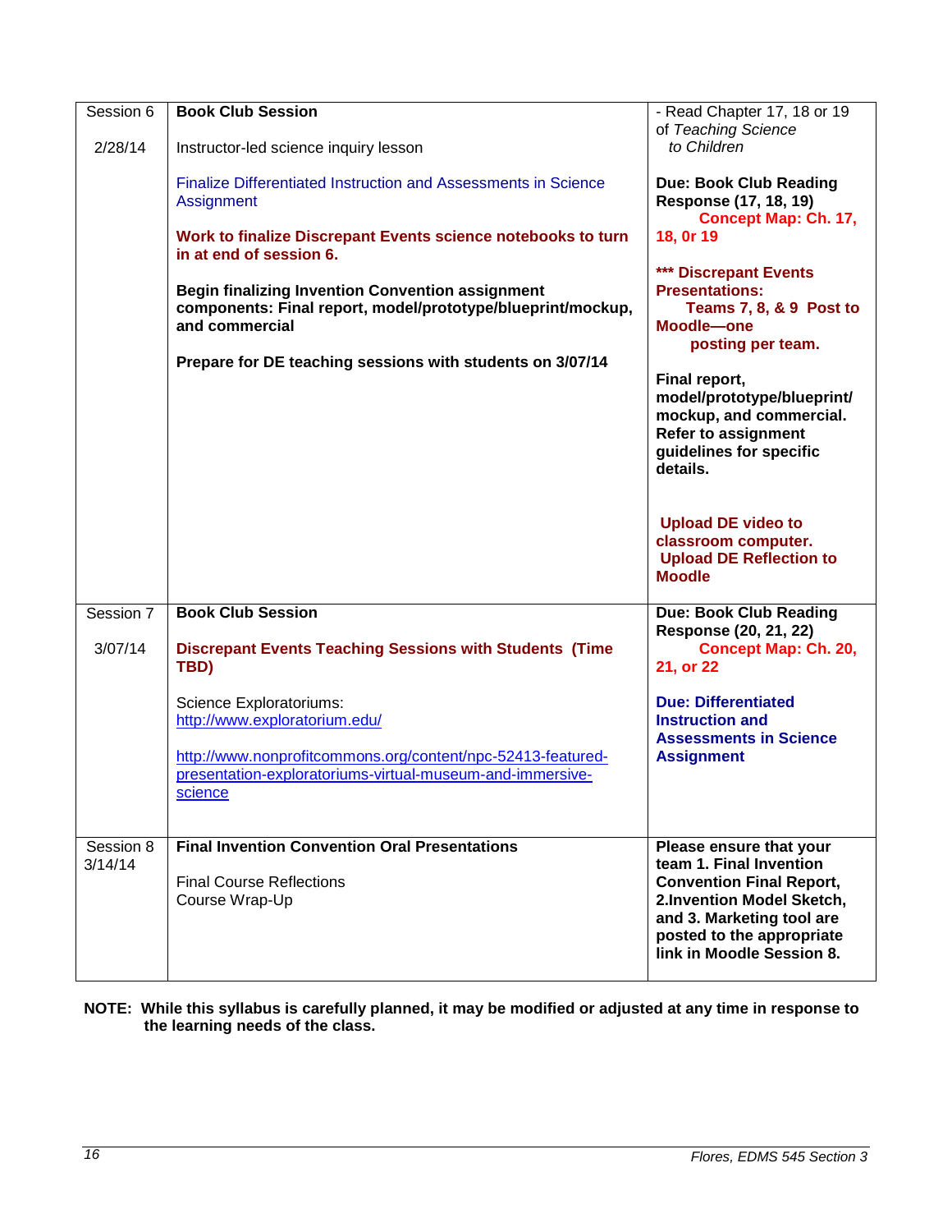| Session 6<br><br>2/28/14 | **Book Club Session**<br><br>Instructor-led science inquiry lesson<br><br>Finalize Differentiated Instruction and Assessments in Science Assignment<br><br>**Work to finalize Discrepant Events science notebooks to turn in at end of session 6.**<br><br>**Begin finalizing Invention Convention assignment components: Final report, model/prototype/blueprint/mockup, and commercial**<br><br>**Prepare for DE teaching sessions with students on 3/07/14** | - Read Chapter 17, 18 or 19 of *Teaching Science to Children*<br><br>**Due: Book Club Reading Response (17, 18, 19)**<br>**Concept Map: Ch. 17, 18, 0r 19**<br><br>**\*\*\* Discrepant Events Presentations: Teams 7, 8, & 9 Post to Moodle—one posting per team.**<br><br>**Final report, model/prototype/blueprint/ mockup, and commercial. Refer to assignment guidelines for specific details.**<br><br>**Upload DE video to classroom computer.**<br>**Upload DE Reflection to Moodle** |
|---|---|---|
| Session 7<br><br>3/07/14 | **Book Club Session**<br><br>**Discrepant Events Teaching Sessions with Students (Time TBD)**<br><br>Science Exploratoriums:<br>http://www.exploratorium.edu/<br><br>http://www.nonprofitcommons.org/content/npc-52413-featured-presentation-exploratoriums-virtual-museum-and-immersive-science | **Due: Book Club Reading Response (20, 21, 22)**<br>**Concept Map: Ch. 20, 21, or 22**<br><br>**Due: Differentiated Instruction and Assessments in Science Assignment** |
| Session 8<br>3/14/14 | **Final Invention Convention Oral Presentations**<br><br>Final Course Reflections<br>Course Wrap-Up | **Please ensure that your team 1. Final Invention Convention Final Report, 2.Invention Model Sketch, and 3. Marketing tool are posted to the appropriate link in Moodle Session 8.** |

**NOTE: While this syllabus is carefully planned, it may be modified or adjusted at any time in response to the learning needs of the class.**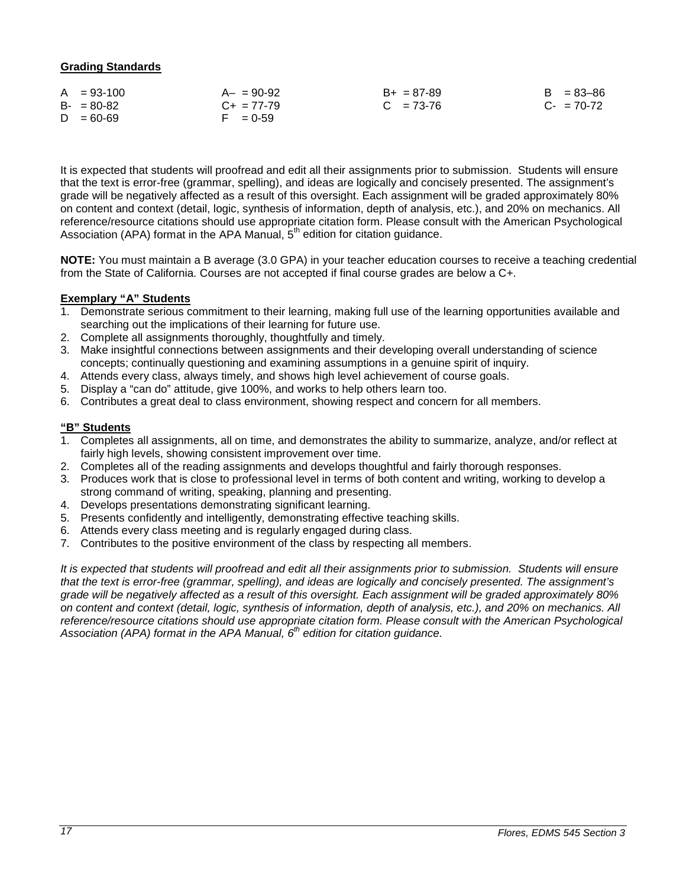**Grading Standards**

| | | | |
|---|---|---|---|
| A = 93-100 | A– = 90-92 | B+ = 87-89 | B = 83–86 |
| B- = 80-82 | C+ = 77-79 | C = 73-76 | C- = 70-72 |
| D = 60-69 | F = 0-59 | | |

It is expected that students will proofread and edit all their assignments prior to submission. Students will ensure that the text is error-free (grammar, spelling), and ideas are logically and concisely presented. The assignment's grade will be negatively affected as a result of this oversight. Each assignment will be graded approximately 80% on content and context (detail, logic, synthesis of information, depth of analysis, etc.), and 20% on mechanics. All reference/resource citations should use appropriate citation form. Please consult with the American Psychological Association (APA) format in the APA Manual, 5th edition for citation guidance.

**NOTE:** You must maintain a B average (3.0 GPA) in your teacher education courses to receive a teaching credential from the State of California. Courses are not accepted if final course grades are below a C+.

**Exemplary "A" Students**

1. Demonstrate serious commitment to their learning, making full use of the learning opportunities available and searching out the implications of their learning for future use.
2. Complete all assignments thoroughly, thoughtfully and timely.
3. Make insightful connections between assignments and their developing overall understanding of science concepts; continually questioning and examining assumptions in a genuine spirit of inquiry.
4. Attends every class, always timely, and shows high level achievement of course goals.
5. Display a "can do" attitude, give 100%, and works to help others learn too.
6. Contributes a great deal to class environment, showing respect and concern for all members.

**"B" Students**

1. Completes all assignments, all on time, and demonstrates the ability to summarize, analyze, and/or reflect at fairly high levels, showing consistent improvement over time.
2. Completes all of the reading assignments and develops thoughtful and fairly thorough responses.
3. Produces work that is close to professional level in terms of both content and writing, working to develop a strong command of writing, speaking, planning and presenting.
4. Develops presentations demonstrating significant learning.
5. Presents confidently and intelligently, demonstrating effective teaching skills.
6. Attends every class meeting and is regularly engaged during class.
7. Contributes to the positive environment of the class by respecting all members.

*It is expected that students will proofread and edit all their assignments prior to submission. Students will ensure that the text is error-free (grammar, spelling), and ideas are logically and concisely presented. The assignment's grade will be negatively affected as a result of this oversight. Each assignment will be graded approximately 80% on content and context (detail, logic, synthesis of information, depth of analysis, etc.), and 20% on mechanics. All reference/resource citations should use appropriate citation form. Please consult with the American Psychological Association (APA) format in the APA Manual, 6th edition for citation guidance.*